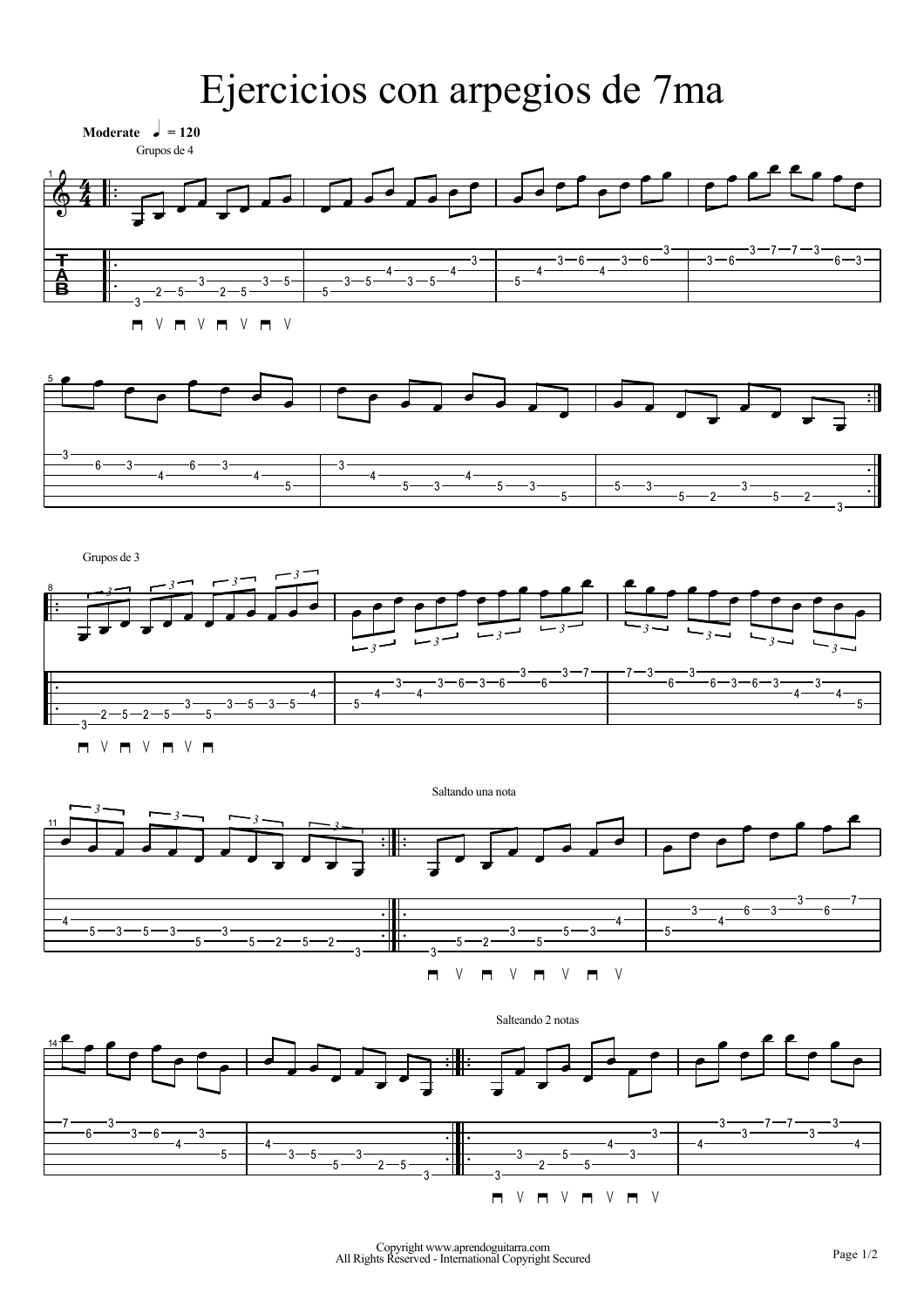# Ejercicios con arpegios de 7ma

**Moderate** ♩ = 120

Grupos de 4

Grupos de 3

Saltando una nota

Salteando 2 notas

Copyright www.aprendoguitarra.com
All Rights Reserved - International Copyright Secured